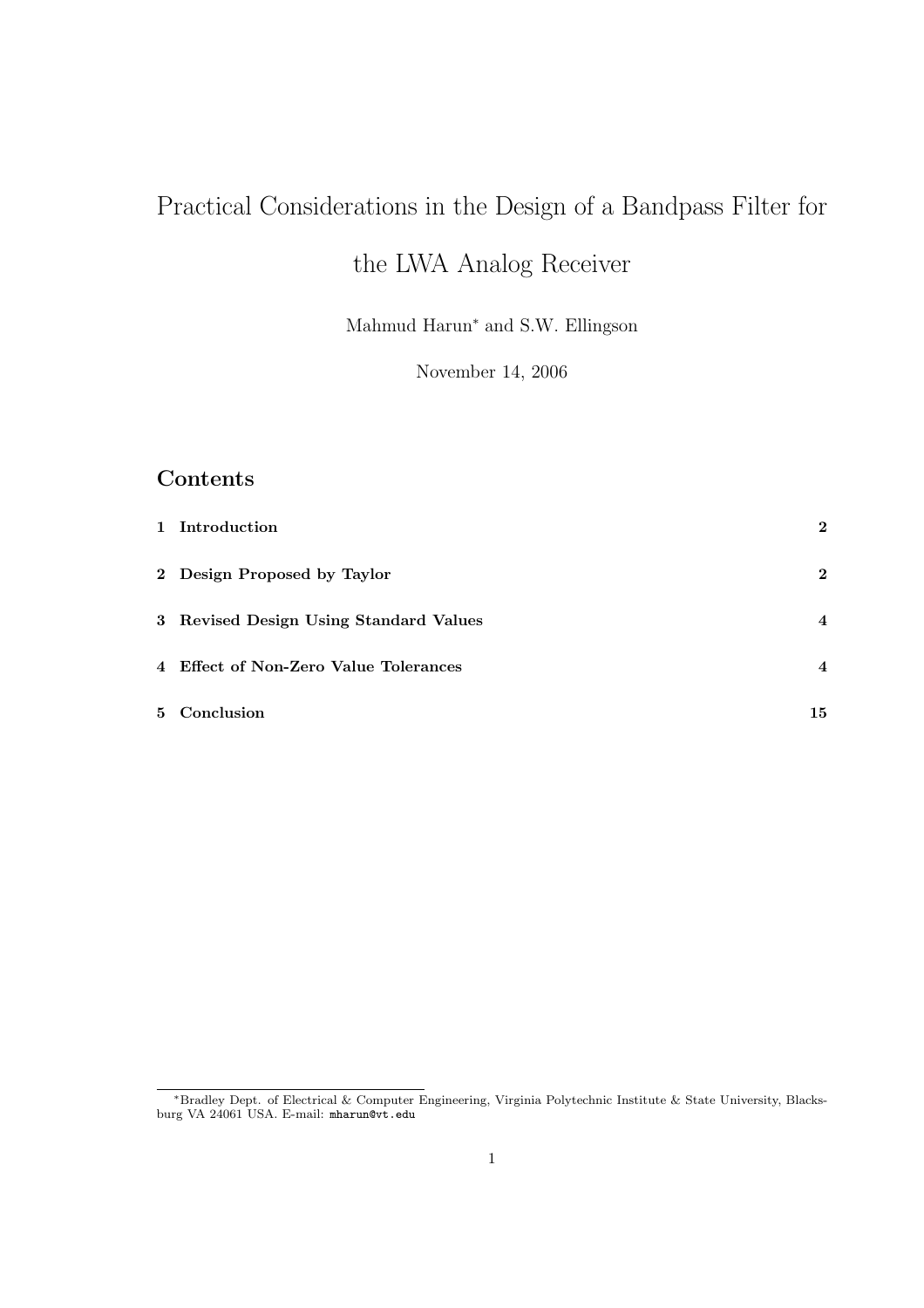# Practical Considerations in the Design of a Bandpass Filter for the LWA Analog Receiver

Mahmud Harun* and S.W. Ellingson

November 14, 2006

## Contents

| | | |
|---|---|---|
| 1 | Introduction | 2 |
| 2 | Design Proposed by Taylor | 2 |
| 3 | Revised Design Using Standard Values | 4 |
| 4 | Effect of Non-Zero Value Tolerances | 4 |
| 5 | Conclusion | 15 |

*Bradley Dept. of Electrical & Computer Engineering, Virginia Polytechnic Institute & State University, Blacksburg VA 24061 USA. E-mail: `mharun@vt.edu`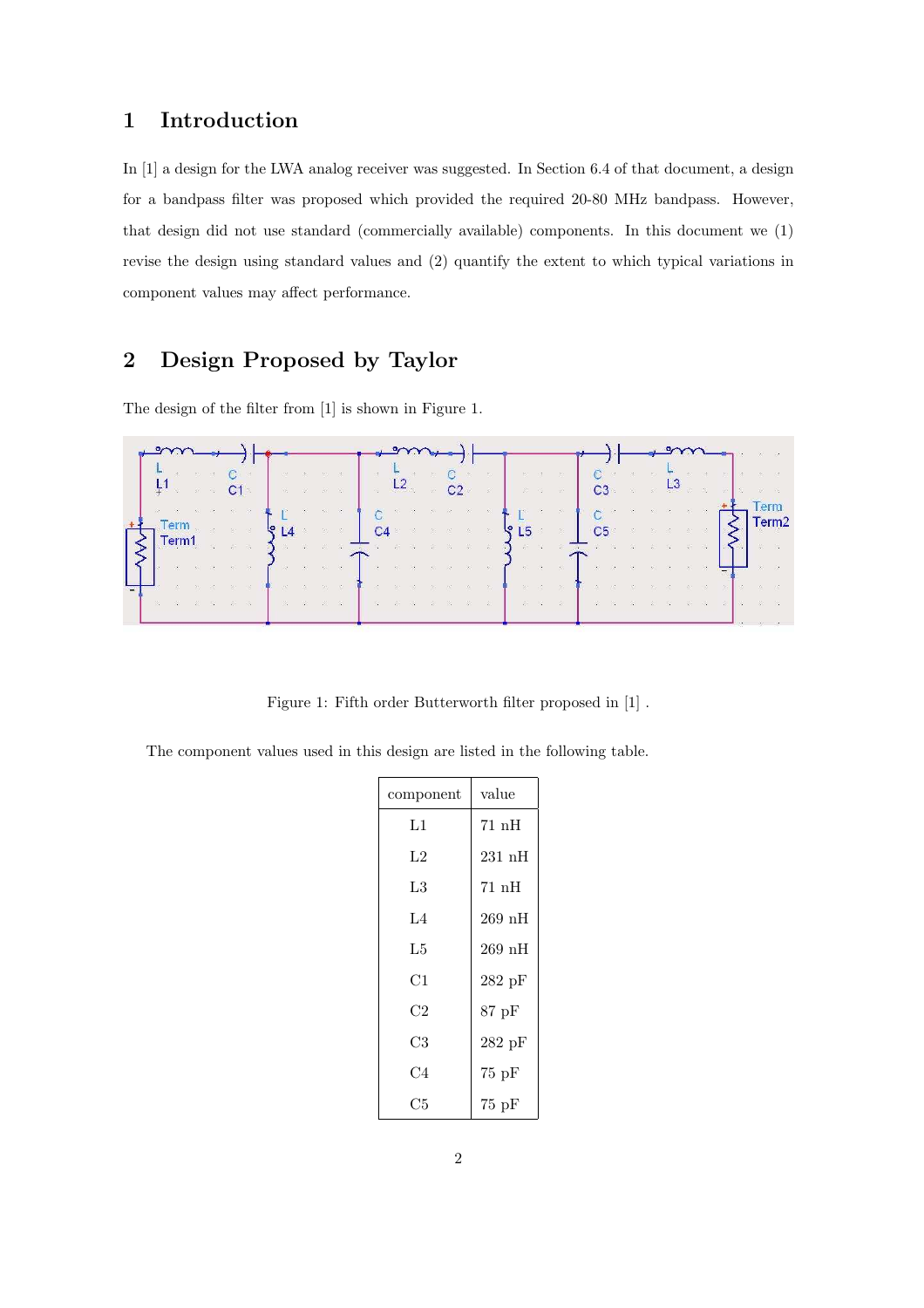# 1 Introduction

In [1] a design for the LWA analog receiver was suggested. In Section 6.4 of that document, a design for a bandpass filter was proposed which provided the required 20-80 MHz bandpass. However, that design did not use standard (commercially available) components. In this document we (1) revise the design using standard values and (2) quantify the extent to which typical variations in component values may affect performance.

# 2 Design Proposed by Taylor

The design of the filter from [1] is shown in Figure 1.

Figure 1: Fifth order Butterworth filter proposed in [1] .

The component values used in this design are listed in the following table.

| component | value |
|---|---|
| L1 | 71 nH |
| L2 | 231 nH |
| L3 | 71 nH |
| L4 | 269 nH |
| L5 | 269 nH |
| C1 | 282 pF |
| C2 | 87 pF |
| C3 | 282 pF |
| C4 | 75 pF |
| C5 | 75 pF |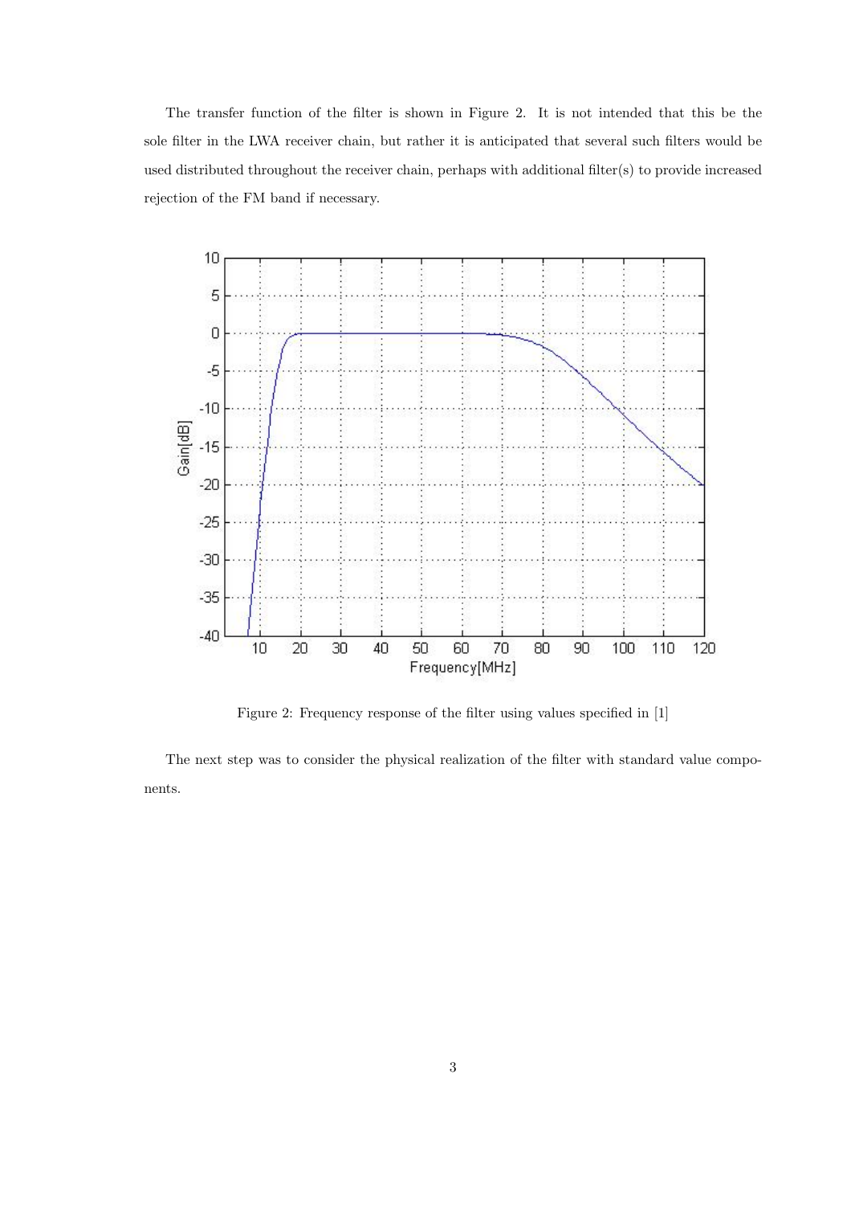The transfer function of the filter is shown in Figure 2. It is not intended that this be the sole filter in the LWA receiver chain, but rather it is anticipated that several such filters would be used distributed throughout the receiver chain, perhaps with additional filter(s) to provide increased rejection of the FM band if necessary.

Figure 2: Frequency response of the filter using values specified in [1]

The next step was to consider the physical realization of the filter with standard value components.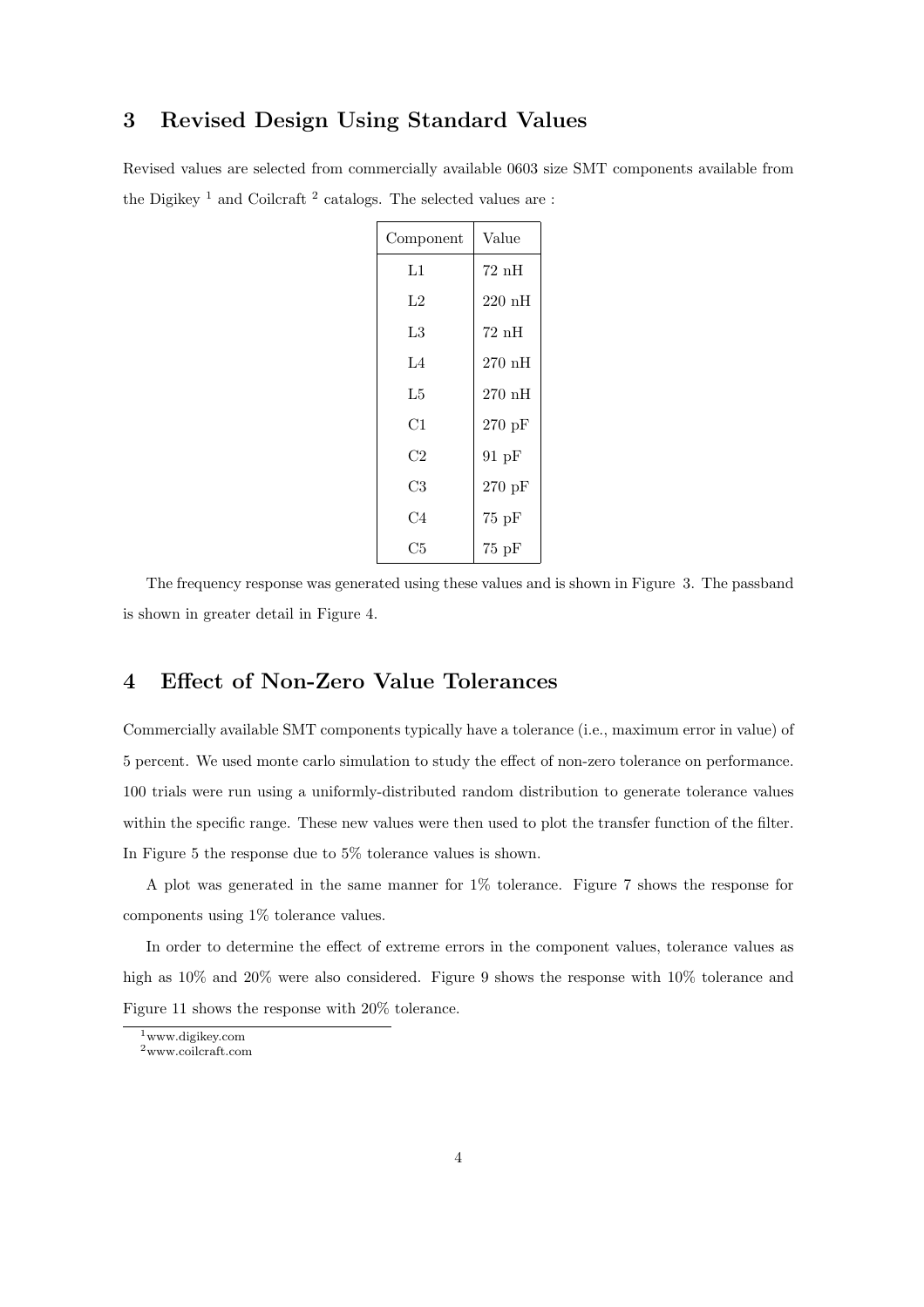## 3 Revised Design Using Standard Values

Revised values are selected from commercially available 0603 size SMT components available from the Digikey [1] and Coilcraft [2] catalogs. The selected values are :

| Component | Value |
|---|---|
| L1 | 72 nH |
| L2 | 220 nH |
| L3 | 72 nH |
| L4 | 270 nH |
| L5 | 270 nH |
| C1 | 270 pF |
| C2 | 91 pF |
| C3 | 270 pF |
| C4 | 75 pF |
| C5 | 75 pF |

The frequency response was generated using these values and is shown in Figure 3. The passband is shown in greater detail in Figure 4.

## 4 Effect of Non-Zero Value Tolerances

Commercially available SMT components typically have a tolerance (i.e., maximum error in value) of 5 percent. We used monte carlo simulation to study the effect of non-zero tolerance on performance. 100 trials were run using a uniformly-distributed random distribution to generate tolerance values within the specific range. These new values were then used to plot the transfer function of the filter. In Figure 5 the response due to 5% tolerance values is shown.

A plot was generated in the same manner for 1% tolerance. Figure 7 shows the response for components using 1% tolerance values.

In order to determine the effect of extreme errors in the component values, tolerance values as high as 10% and 20% were also considered. Figure 9 shows the response with 10% tolerance and Figure 11 shows the response with 20% tolerance.

[1] www.digikey.com

[2] www.coilcraft.com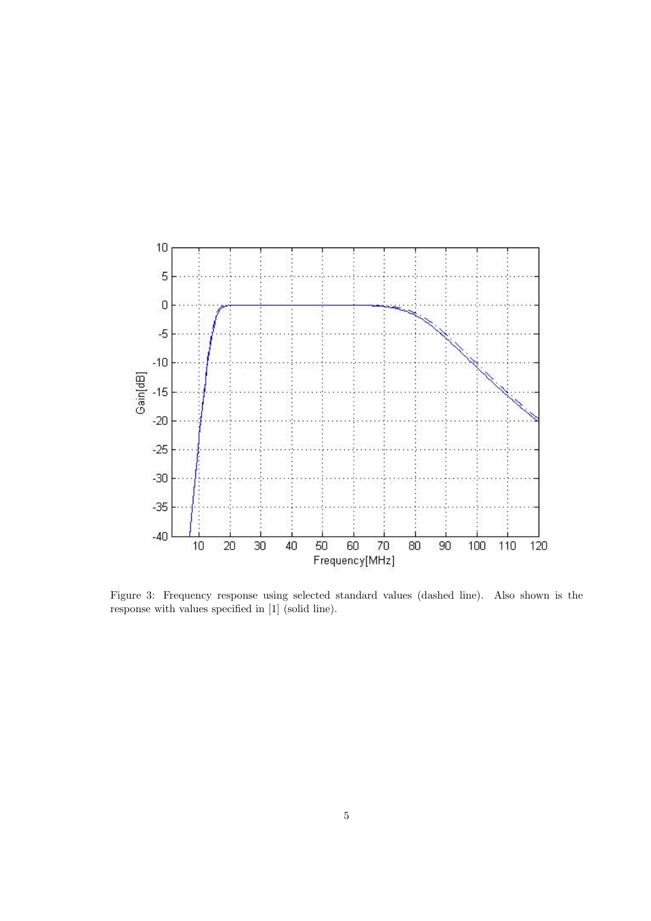Figure 3: Frequency response using selected standard values (dashed line). Also shown is the response with values specified in [1] (solid line).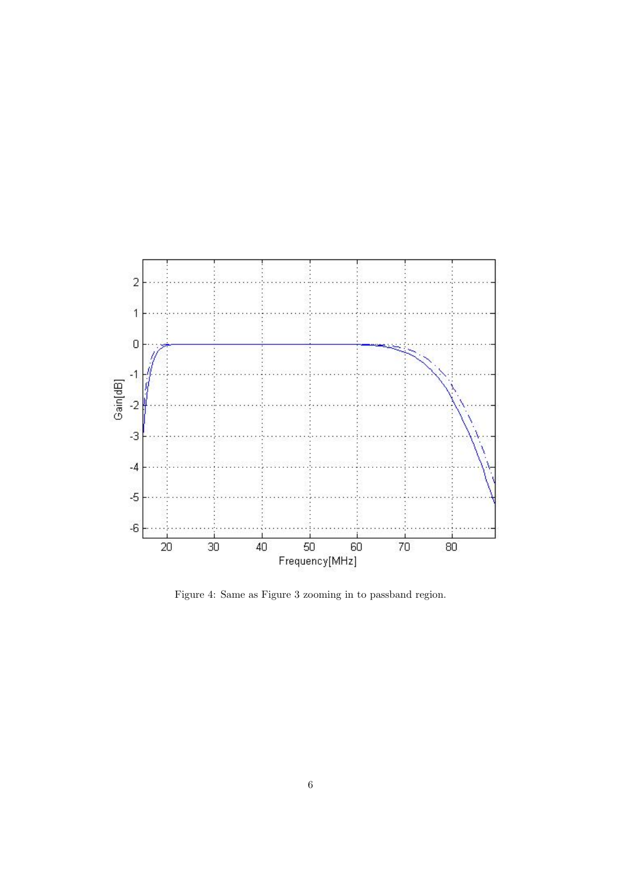Figure 4: Same as Figure 3 zooming in to passband region.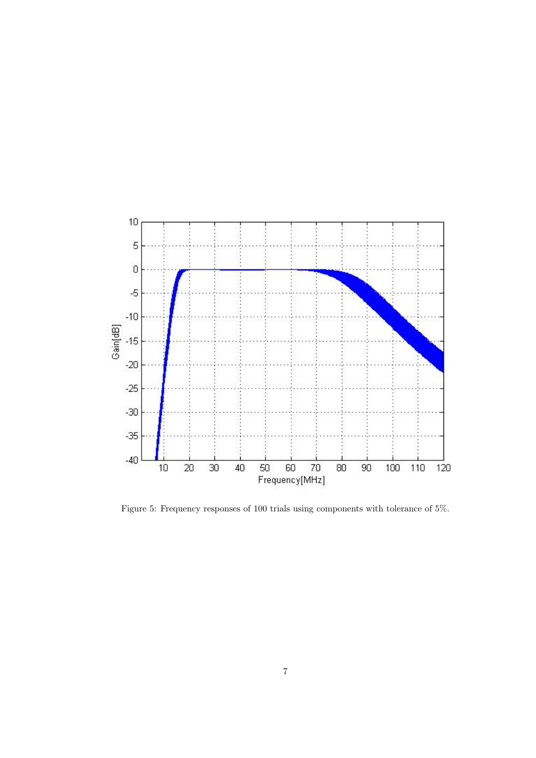Figure 5: Frequency responses of 100 trials using components with tolerance of 5%.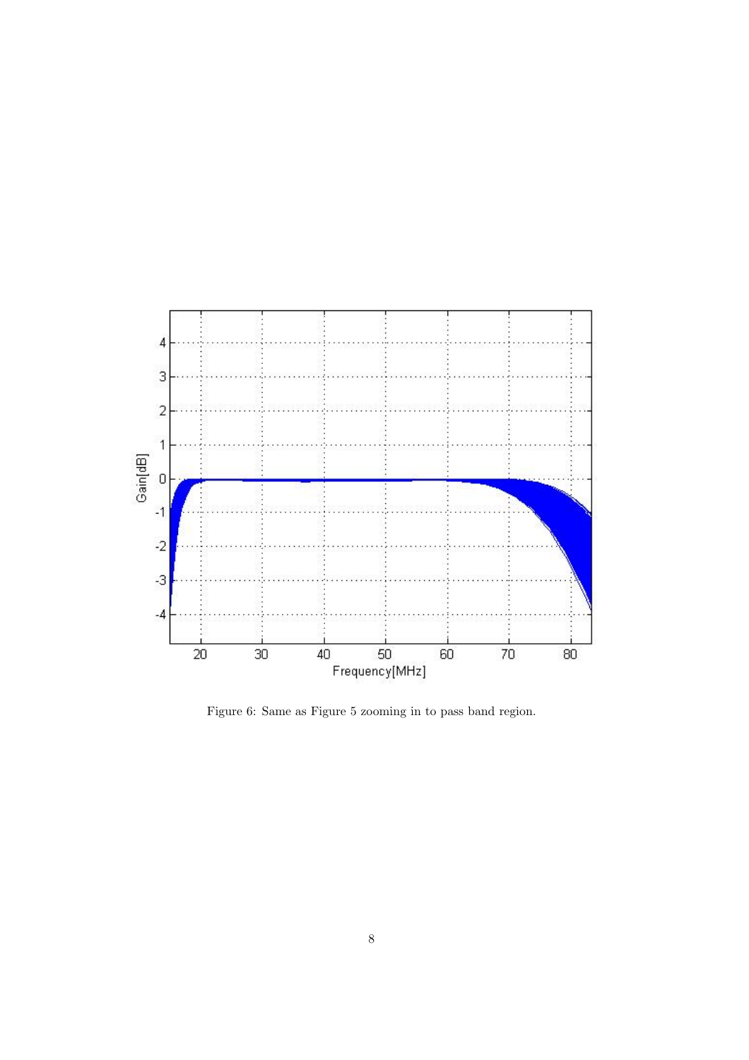Figure 6: Same as Figure 5 zooming in to pass band region.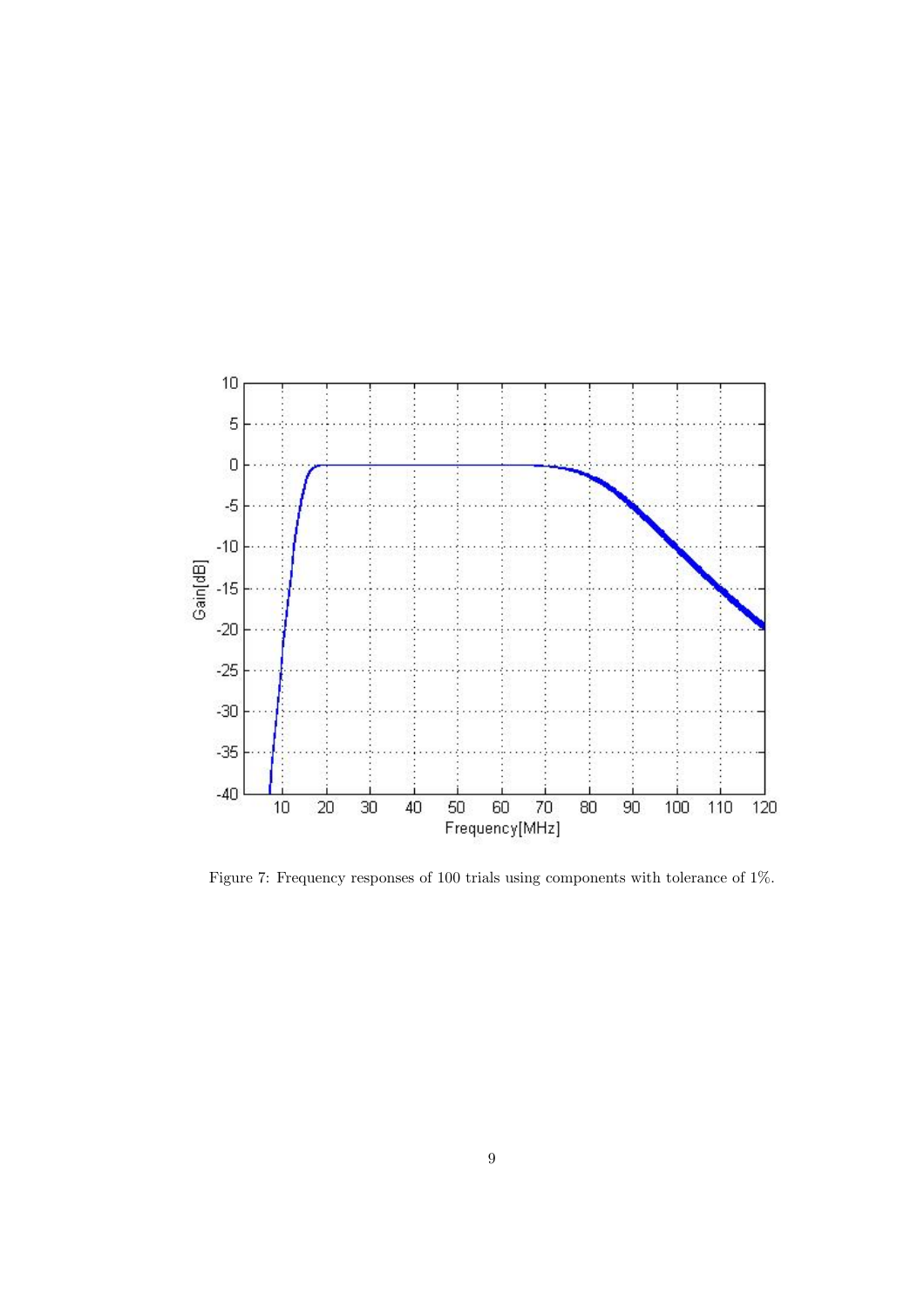Figure 7: Frequency responses of 100 trials using components with tolerance of 1%.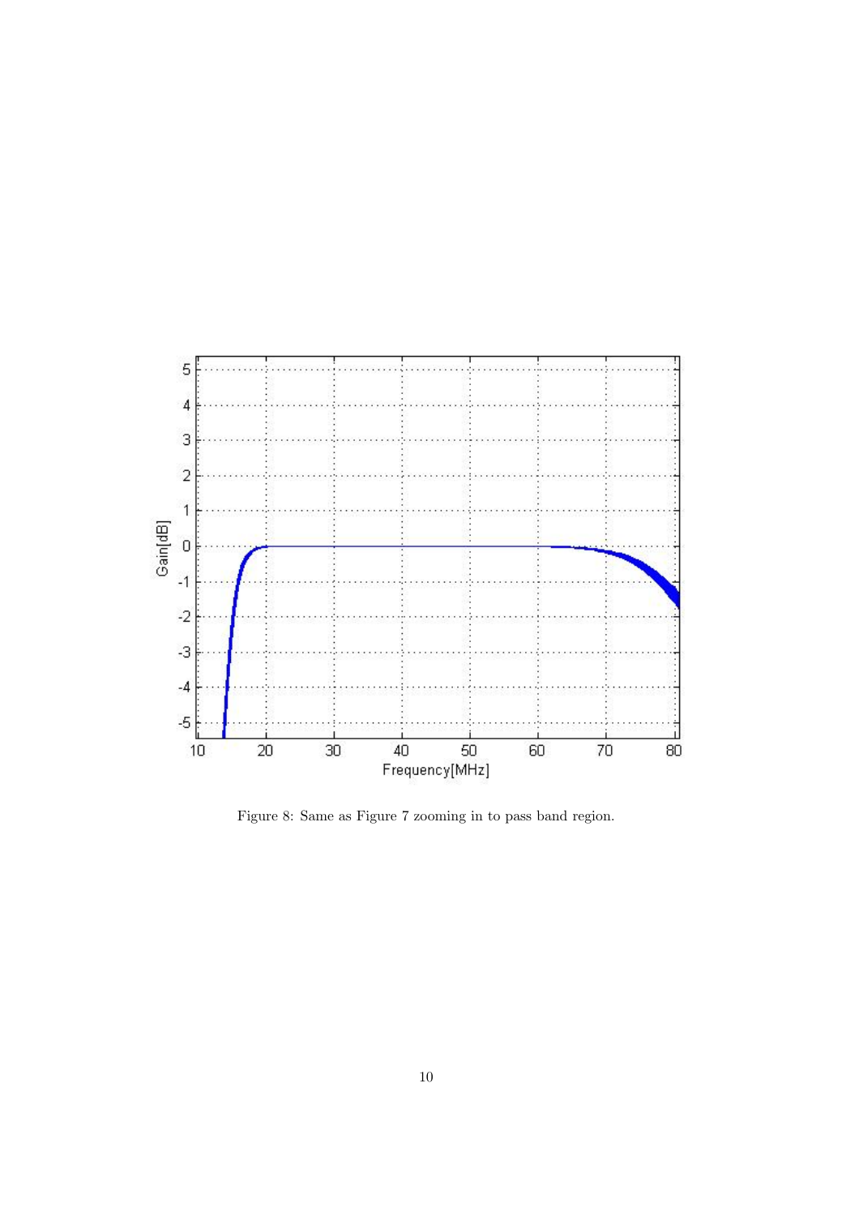Figure 8: Same as Figure 7 zooming in to pass band region.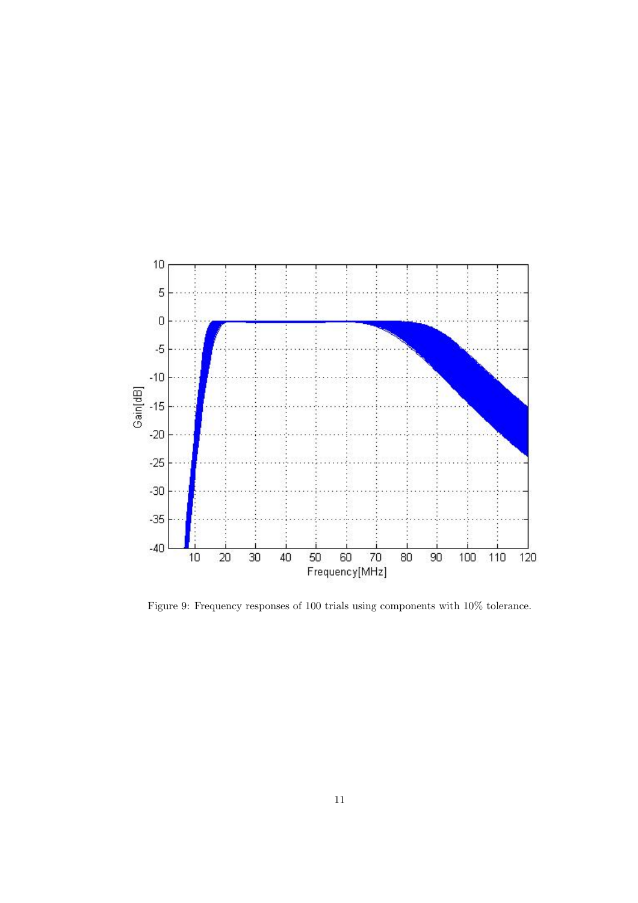Figure 9: Frequency responses of 100 trials using components with 10% tolerance.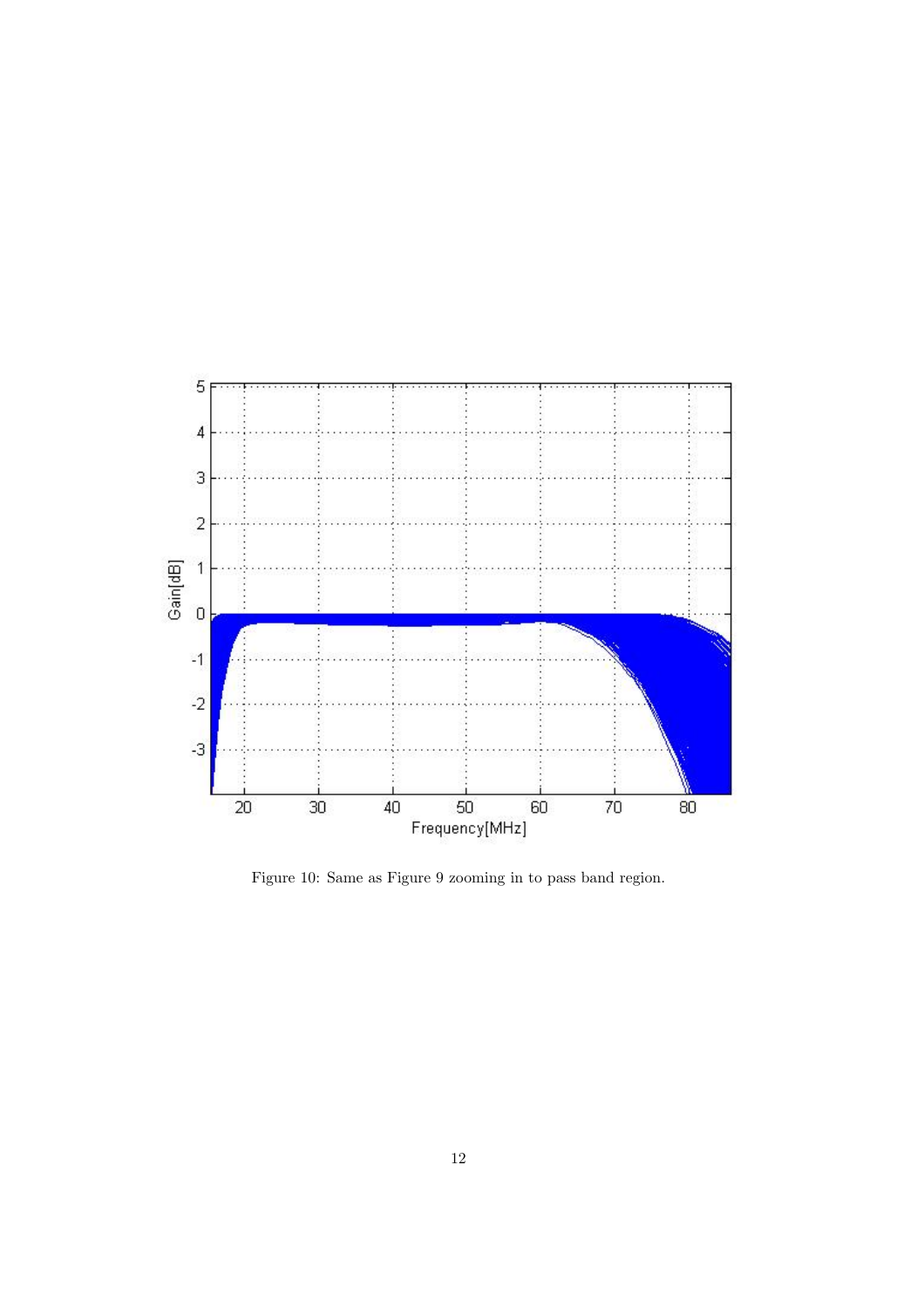Figure 10: Same as Figure 9 zooming in to pass band region.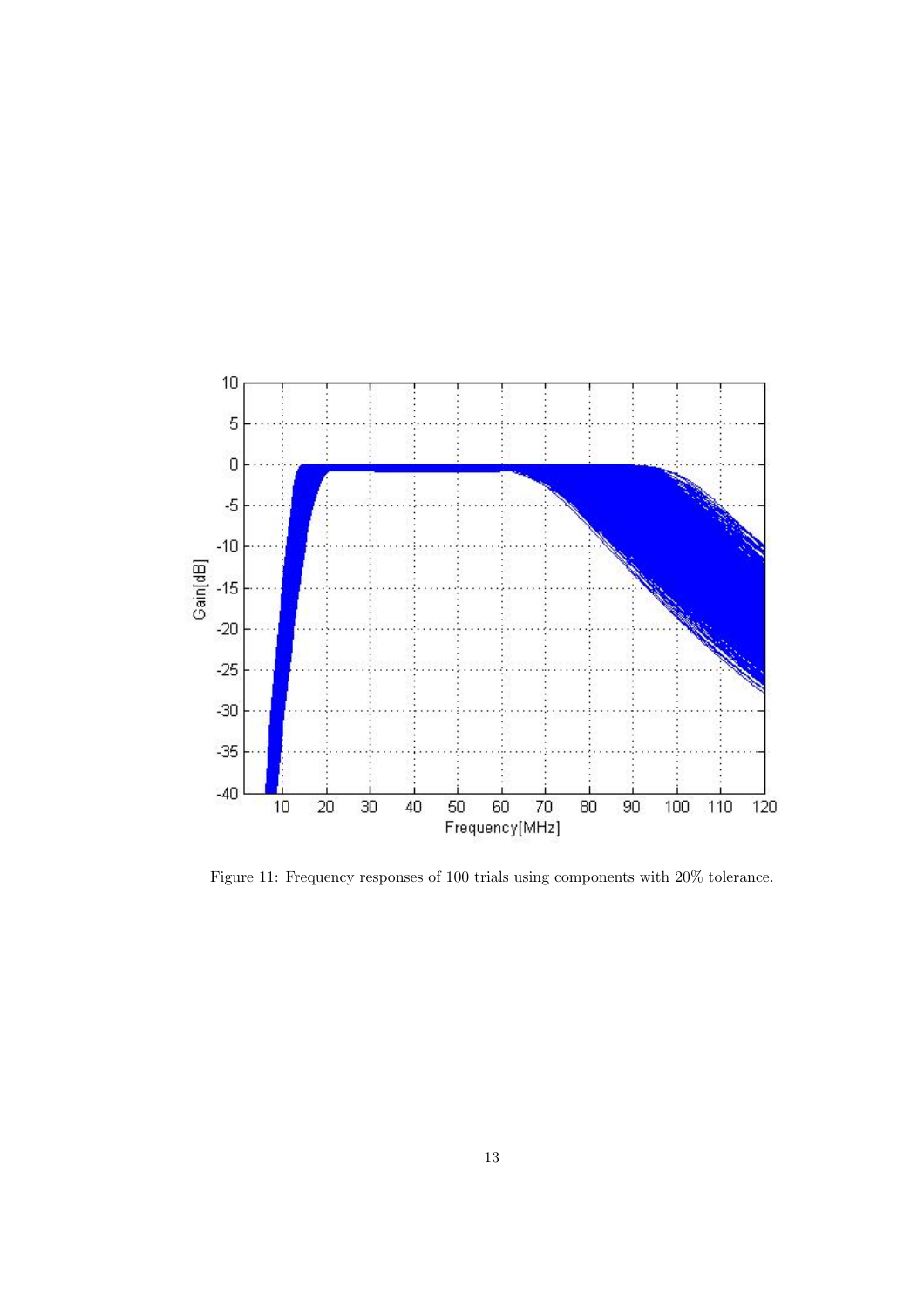Figure 11: Frequency responses of 100 trials using components with 20% tolerance.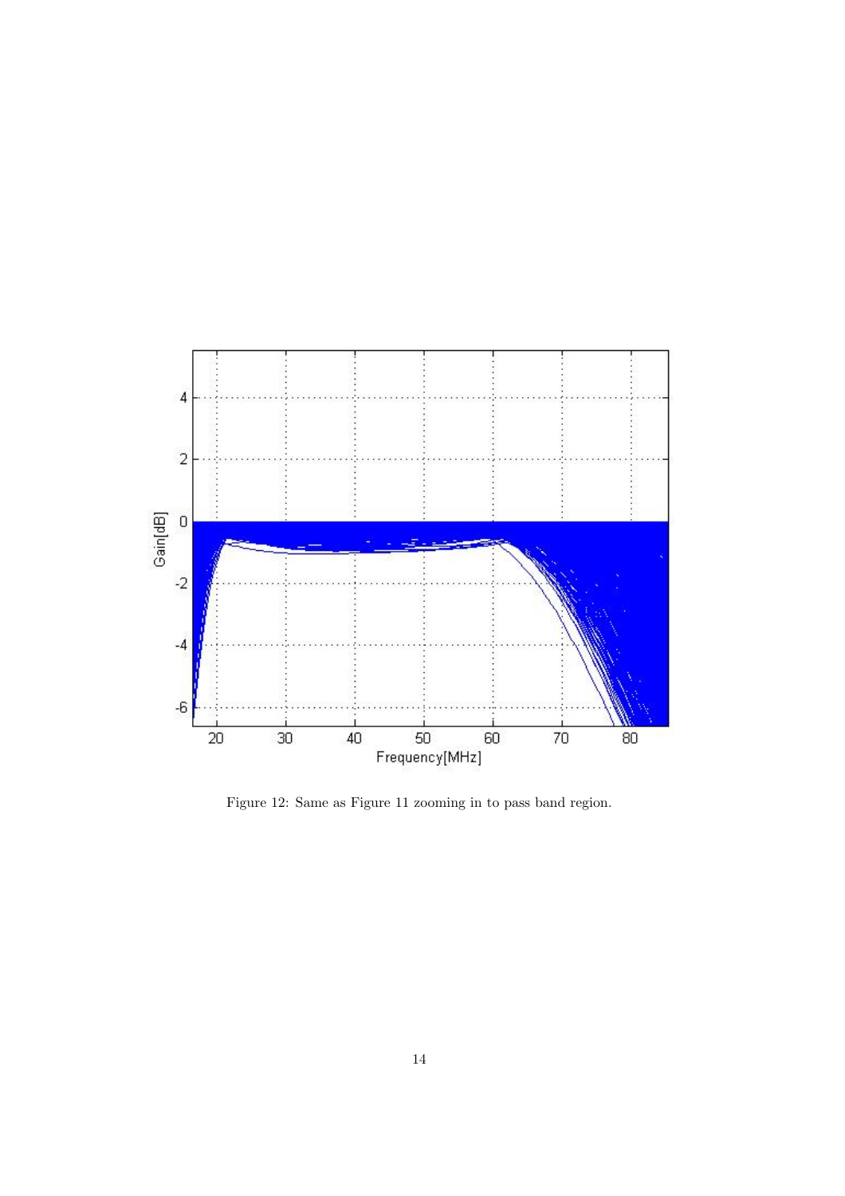Figure 12: Same as Figure 11 zooming in to pass band region.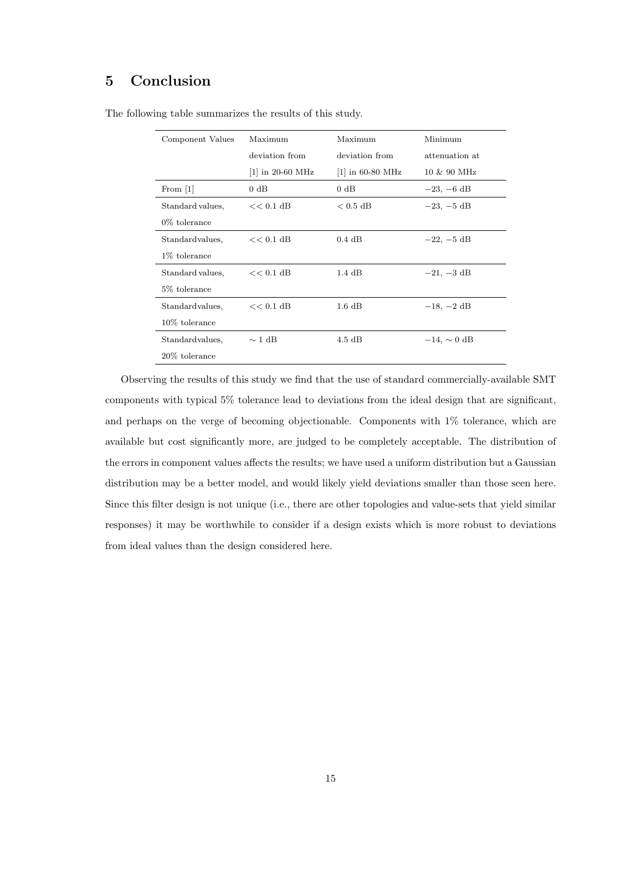## 5 Conclusion

The following table summarizes the results of this study.

| Component Values | Maximum deviation from [1] in 20-60 MHz | Maximum deviation from [1] in 60-80 MHz | Minimum attenuation at 10 & 90 MHz |
|---|---|---|---|
| From [1] | 0 dB | 0 dB | $-23$, $-6$ dB |
| Standard values, 0% tolerance | $<< 0.1$ dB | $< 0.5$ dB | $-23$, $-5$ dB |
| Standard values, 1% tolerance | $<< 0.1$ dB | 0.4 dB | $-22$, $-5$ dB |
| Standard values, 5% tolerance | $<< 0.1$ dB | 1.4 dB | $-21$, $-3$ dB |
| Standard values, 10% tolerance | $<< 0.1$ dB | 1.6 dB | $-18$, $-2$ dB |
| Standard values, 20% tolerance | $\sim 1$ dB | 4.5 dB | $-14$, $\sim 0$ dB |

Observing the results of this study we find that the use of standard commercially-available SMT components with typical 5% tolerance lead to deviations from the ideal design that are significant, and perhaps on the verge of becoming objectionable. Components with 1% tolerance, which are available but cost significantly more, are judged to be completely acceptable. The distribution of the errors in component values affects the results; we have used a uniform distribution but a Gaussian distribution may be a better model, and would likely yield deviations smaller than those seen here. Since this filter design is not unique (i.e., there are other topologies and value-sets that yield similar responses) it may be worthwhile to consider if a design exists which is more robust to deviations from ideal values than the design considered here.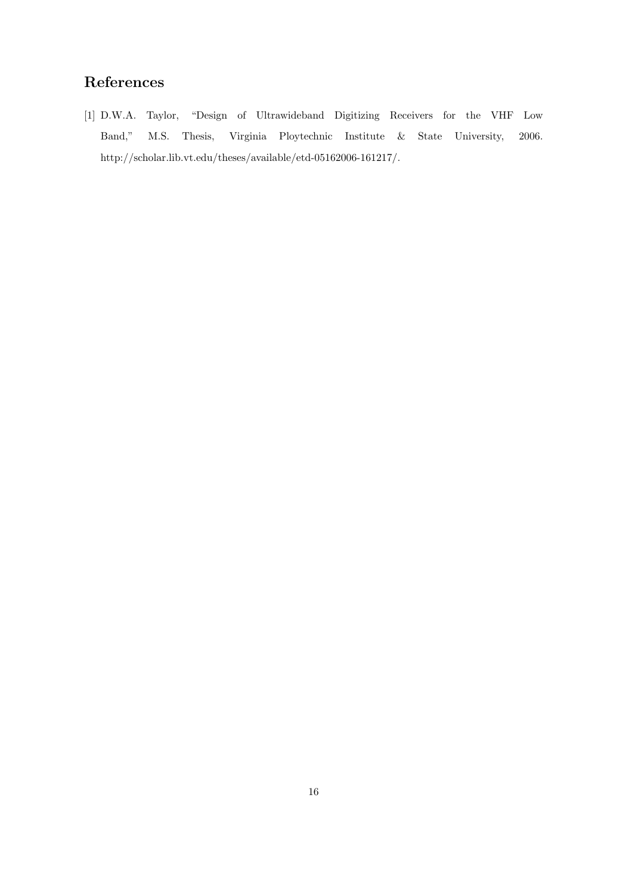## References

[1] D.W.A. Taylor, "Design of Ultrawideband Digitizing Receivers for the VHF Low Band," M.S. Thesis, Virginia Ploytechnic Institute & State University, 2006. http://scholar.lib.vt.edu/theses/available/etd-05162006-161217/.